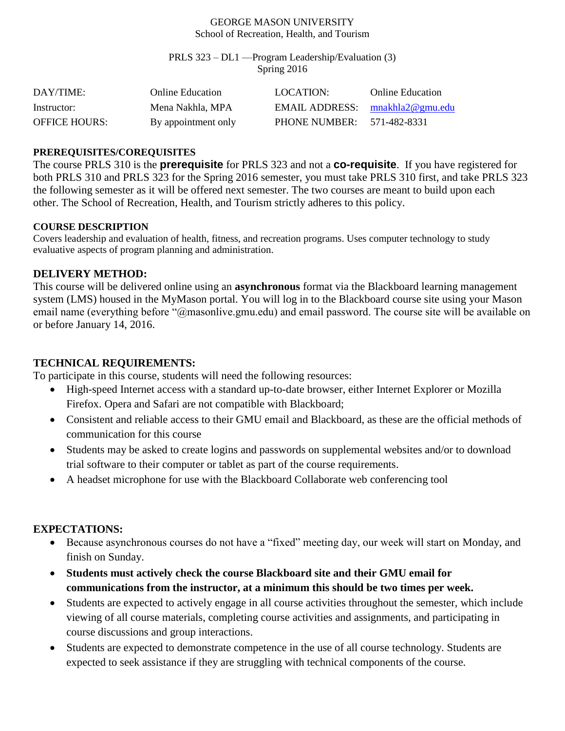GEORGE MASON UNIVERSITY
School of Recreation, Health, and Tourism

PRLS 323 – DL1 —Program Leadership/Evaluation (3)
Spring 2016

| DAY/TIME: | Online Education | LOCATION: | Online Education |
|---|---|---|---|
| Instructor: | Mena Nakhla, MPA | EMAIL ADDRESS: | mnakhla2@gmu.edu |
| OFFICE HOURS: | By appointment only | PHONE NUMBER: | 571-482-8331 |

### PREREQUISITES/COREQUISITES

The course PRLS 310 is the **prerequisite** for PRLS 323 and not a **co-requisite**. If you have registered for both PRLS 310 and PRLS 323 for the Spring 2016 semester, you must take PRLS 310 first, and take PRLS 323 the following semester as it will be offered next semester. The two courses are meant to build upon each other. The School of Recreation, Health, and Tourism strictly adheres to this policy.

### COURSE DESCRIPTION

Covers leadership and evaluation of health, fitness, and recreation programs. Uses computer technology to study evaluative aspects of program planning and administration.

### DELIVERY METHOD:

This course will be delivered online using an **asynchronous** format via the Blackboard learning management system (LMS) housed in the MyMason portal. You will log in to the Blackboard course site using your Mason email name (everything before "@masonlive.gmu.edu) and email password. The course site will be available on or before January 14, 2016.

### TECHNICAL REQUIREMENTS:

To participate in this course, students will need the following resources:

- High-speed Internet access with a standard up-to-date browser, either Internet Explorer or Mozilla Firefox. Opera and Safari are not compatible with Blackboard;
- Consistent and reliable access to their GMU email and Blackboard, as these are the official methods of communication for this course
- Students may be asked to create logins and passwords on supplemental websites and/or to download trial software to their computer or tablet as part of the course requirements.
- A headset microphone for use with the Blackboard Collaborate web conferencing tool

### EXPECTATIONS:

- Because asynchronous courses do not have a "fixed" meeting day, our week will start on Monday, and finish on Sunday.
- **Students must actively check the course Blackboard site and their GMU email for communications from the instructor, at a minimum this should be two times per week.**
- Students are expected to actively engage in all course activities throughout the semester, which include viewing of all course materials, completing course activities and assignments, and participating in course discussions and group interactions.
- Students are expected to demonstrate competence in the use of all course technology. Students are expected to seek assistance if they are struggling with technical components of the course.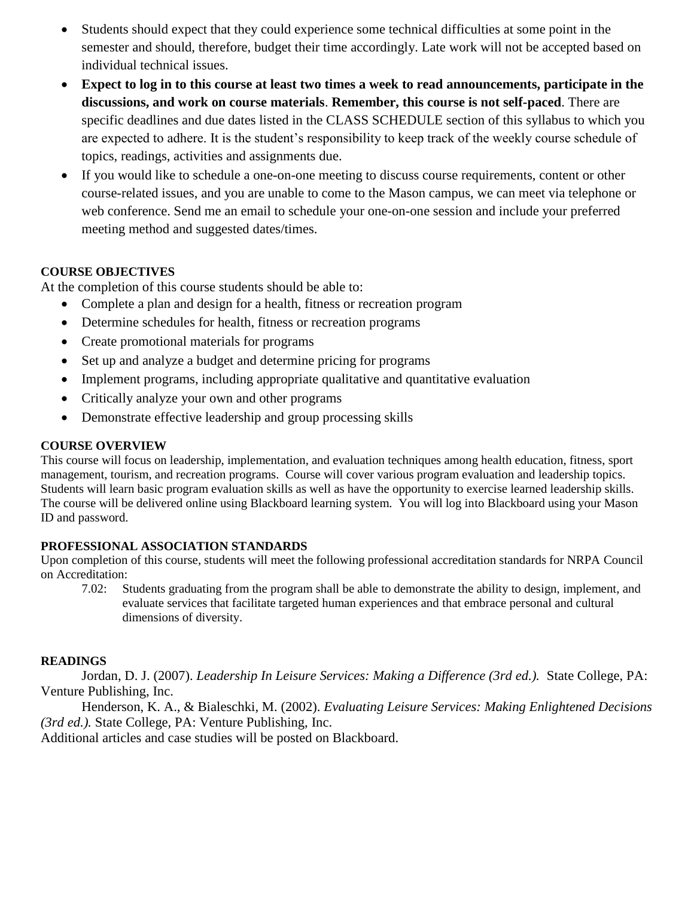- Students should expect that they could experience some technical difficulties at some point in the semester and should, therefore, budget their time accordingly. Late work will not be accepted based on individual technical issues.
- **Expect to log in to this course at least two times a week to read announcements, participate in the discussions, and work on course materials**. **Remember, this course is not self-paced**. There are specific deadlines and due dates listed in the CLASS SCHEDULE section of this syllabus to which you are expected to adhere. It is the student's responsibility to keep track of the weekly course schedule of topics, readings, activities and assignments due.
- If you would like to schedule a one-on-one meeting to discuss course requirements, content or other course-related issues, and you are unable to come to the Mason campus, we can meet via telephone or web conference. Send me an email to schedule your one-on-one session and include your preferred meeting method and suggested dates/times.

**COURSE OBJECTIVES**

At the completion of this course students should be able to:

- Complete a plan and design for a health, fitness or recreation program
- Determine schedules for health, fitness or recreation programs
- Create promotional materials for programs
- Set up and analyze a budget and determine pricing for programs
- Implement programs, including appropriate qualitative and quantitative evaluation
- Critically analyze your own and other programs
- Demonstrate effective leadership and group processing skills

**COURSE OVERVIEW**

This course will focus on leadership, implementation, and evaluation techniques among health education, fitness, sport management, tourism, and recreation programs. Course will cover various program evaluation and leadership topics. Students will learn basic program evaluation skills as well as have the opportunity to exercise learned leadership skills. The course will be delivered online using Blackboard learning system. You will log into Blackboard using your Mason ID and password.

**PROFESSIONAL ASSOCIATION STANDARDS**

Upon completion of this course, students will meet the following professional accreditation standards for NRPA Council on Accreditation:

> 7.02: Students graduating from the program shall be able to demonstrate the ability to design, implement, and evaluate services that facilitate targeted human experiences and that embrace personal and cultural dimensions of diversity.

**READINGS**

Jordan, D. J. (2007). *Leadership In Leisure Services: Making a Difference (3rd ed.).* State College, PA: Venture Publishing, Inc.

Henderson, K. A., & Bialeschki, M. (2002). *Evaluating Leisure Services: Making Enlightened Decisions (3rd ed.).* State College, PA: Venture Publishing, Inc.

Additional articles and case studies will be posted on Blackboard.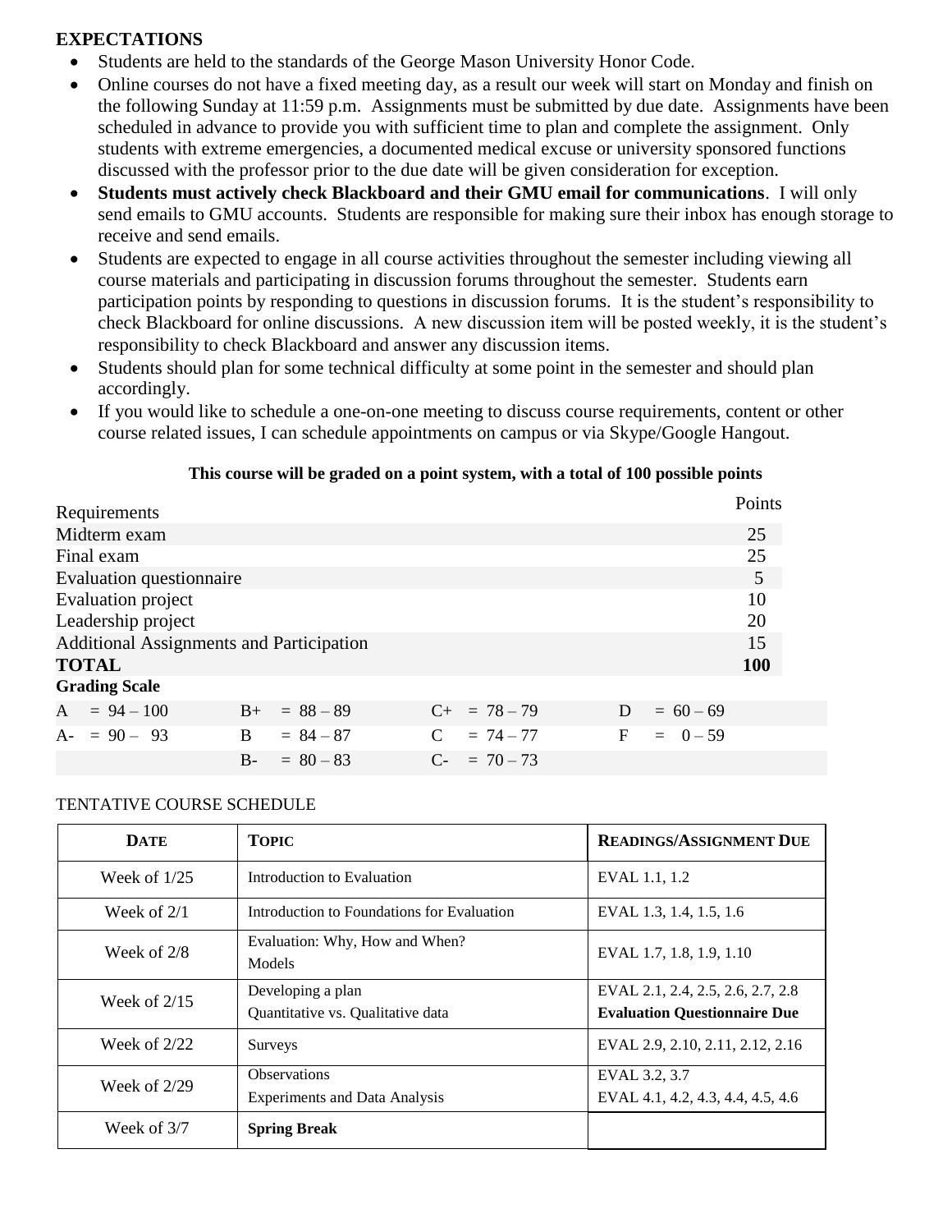## EXPECTATIONS

- Students are held to the standards of the George Mason University Honor Code.
- Online courses do not have a fixed meeting day, as a result our week will start on Monday and finish on the following Sunday at 11:59 p.m. Assignments must be submitted by due date. Assignments have been scheduled in advance to provide you with sufficient time to plan and complete the assignment. Only students with extreme emergencies, a documented medical excuse or university sponsored functions discussed with the professor prior to the due date will be given consideration for exception.
- **Students must actively check Blackboard and their GMU email for communications**. I will only send emails to GMU accounts. Students are responsible for making sure their inbox has enough storage to receive and send emails.
- Students are expected to engage in all course activities throughout the semester including viewing all course materials and participating in discussion forums throughout the semester. Students earn participation points by responding to questions in discussion forums. It is the student's responsibility to check Blackboard for online discussions. A new discussion item will be posted weekly, it is the student's responsibility to check Blackboard and answer any discussion items.
- Students should plan for some technical difficulty at some point in the semester and should plan accordingly.
- If you would like to schedule a one-on-one meeting to discuss course requirements, content or other course related issues, I can schedule appointments on campus or via Skype/Google Hangout.

**This course will be graded on a point system, with a total of 100 possible points**

| Requirements | Points |
|---|---|
| Midterm exam | 25 |
| Final exam | 25 |
| Evaluation questionnaire | 5 |
| Evaluation project | 10 |
| Leadership project | 20 |
| Additional Assignments and Participation | 15 |
| **TOTAL** | **100** |

**Grading Scale**

| | | | |
|---|---|---|---|
| A = 94 – 100 | B+ = 88 – 89 | C+ = 78 – 79 | D = 60 – 69 |
| A- = 90 – 93 | B = 84 – 87 | C = 74 – 77 | F = 0 – 59 |
| | B- = 80 – 83 | C- = 70 – 73 | |

TENTATIVE COURSE SCHEDULE

| DATE | TOPIC | READINGS/ASSIGNMENT DUE |
|---|---|---|
| Week of 1/25 | Introduction to Evaluation | EVAL 1.1, 1.2 |
| Week of 2/1 | Introduction to Foundations for Evaluation | EVAL 1.3, 1.4, 1.5, 1.6 |
| Week of 2/8 | Evaluation: Why, How and When?<br>Models | EVAL 1.7, 1.8, 1.9, 1.10 |
| Week of 2/15 | Developing a plan<br>Quantitative vs. Qualitative data | EVAL 2.1, 2.4, 2.5, 2.6, 2.7, 2.8<br>**Evaluation Questionnaire Due** |
| Week of 2/22 | Surveys | EVAL 2.9, 2.10, 2.11, 2.12, 2.16 |
| Week of 2/29 | Observations<br>Experiments and Data Analysis | EVAL 3.2, 3.7<br>EVAL 4.1, 4.2, 4.3, 4.4, 4.5, 4.6 |
| Week of 3/7 | **Spring Break** | |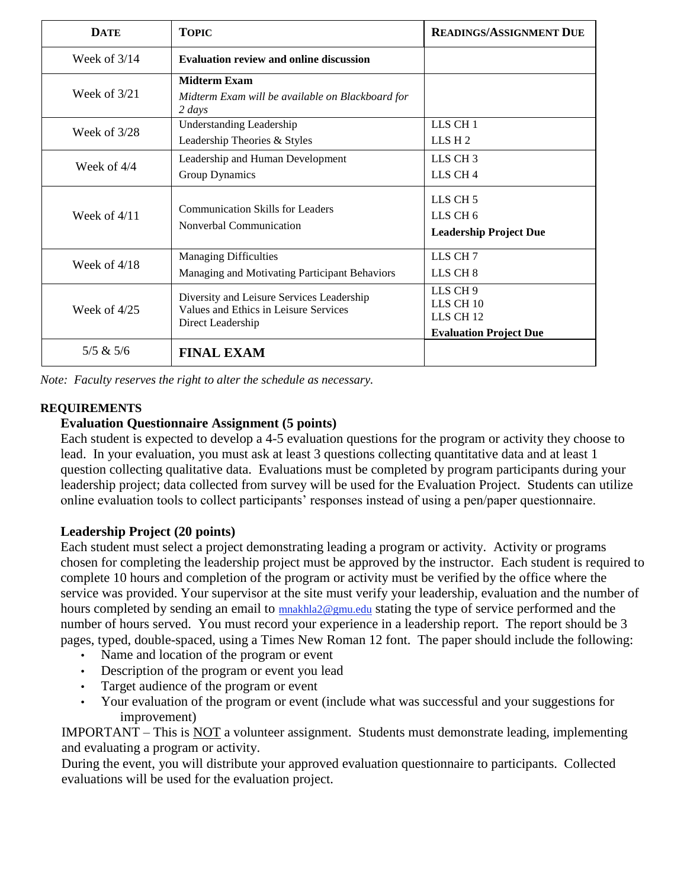| **DATE** | **TOPIC** | **READINGS/ASSIGNMENT DUE** |
|---|---|---|
| Week of 3/14 | **Evaluation review and online discussion** | |
| Week of 3/21 | **Midterm Exam**<br>*Midterm Exam will be available on Blackboard for 2 days* | |
| Week of 3/28 | Understanding Leadership<br>Leadership Theories & Styles | LLS CH 1<br>LLS H 2 |
| Week of 4/4 | Leadership and Human Development<br>Group Dynamics | LLS CH 3<br>LLS CH 4 |
| Week of 4/11 | Communication Skills for Leaders<br>Nonverbal Communication | LLS CH 5<br>LLS CH 6<br>**Leadership Project Due** |
| Week of 4/18 | Managing Difficulties<br>Managing and Motivating Participant Behaviors | LLS CH 7<br>LLS CH 8 |
| Week of 4/25 | Diversity and Leisure Services Leadership<br>Values and Ethics in Leisure Services<br>Direct Leadership | LLS CH 9<br>LLS CH 10<br>LLS CH 12<br>**Evaluation Project Due** |
| 5/5 & 5/6 | **FINAL EXAM** | |

*Note: Faculty reserves the right to alter the schedule as necessary.*

**REQUIREMENTS**

**Evaluation Questionnaire Assignment (5 points)**

Each student is expected to develop a 4-5 evaluation questions for the program or activity they choose to lead. In your evaluation, you must ask at least 3 questions collecting quantitative data and at least 1 question collecting qualitative data. Evaluations must be completed by program participants during your leadership project; data collected from survey will be used for the Evaluation Project. Students can utilize online evaluation tools to collect participants' responses instead of using a pen/paper questionnaire.

**Leadership Project (20 points)**

Each student must select a project demonstrating leading a program or activity. Activity or programs chosen for completing the leadership project must be approved by the instructor. Each student is required to complete 10 hours and completion of the program or activity must be verified by the office where the service was provided. Your supervisor at the site must verify your leadership, evaluation and the number of hours completed by sending an email to mnakhla2@gmu.edu stating the type of service performed and the number of hours served. You must record your experience in a leadership report. The report should be 3 pages, typed, double-spaced, using a Times New Roman 12 font. The paper should include the following:

- Name and location of the program or event
- Description of the program or event you lead
- Target audience of the program or event
- Your evaluation of the program or event (include what was successful and your suggestions for improvement)

IMPORTANT – This is NOT a volunteer assignment. Students must demonstrate leading, implementing and evaluating a program or activity.

During the event, you will distribute your approved evaluation questionnaire to participants. Collected evaluations will be used for the evaluation project.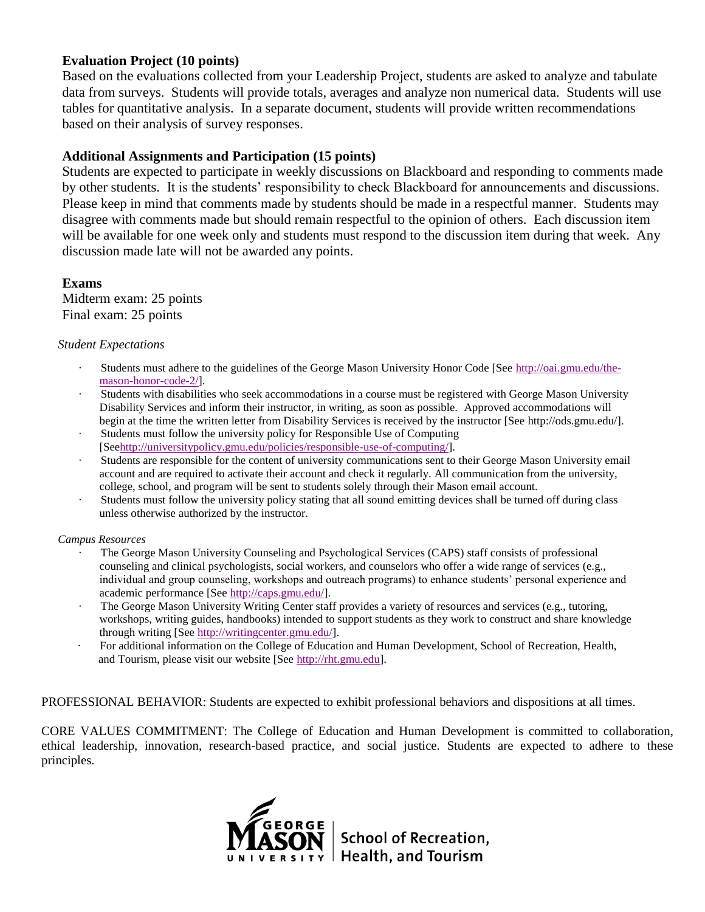**Evaluation Project (10 points)**

Based on the evaluations collected from your Leadership Project, students are asked to analyze and tabulate data from surveys. Students will provide totals, averages and analyze non numerical data. Students will use tables for quantitative analysis. In a separate document, students will provide written recommendations based on their analysis of survey responses.

**Additional Assignments and Participation (15 points)**

Students are expected to participate in weekly discussions on Blackboard and responding to comments made by other students. It is the students' responsibility to check Blackboard for announcements and discussions. Please keep in mind that comments made by students should be made in a respectful manner. Students may disagree with comments made but should remain respectful to the opinion of others. Each discussion item will be available for one week only and students must respond to the discussion item during that week. Any discussion made late will not be awarded any points.

**Exams**

Midterm exam: 25 points
Final exam: 25 points

*Student Expectations*

- Students must adhere to the guidelines of the George Mason University Honor Code [See http://oai.gmu.edu/the-mason-honor-code-2/].
- Students with disabilities who seek accommodations in a course must be registered with George Mason University Disability Services and inform their instructor, in writing, as soon as possible. Approved accommodations will begin at the time the written letter from Disability Services is received by the instructor [See http://ods.gmu.edu/].
- Students must follow the university policy for Responsible Use of Computing [Seehttp://universitypolicy.gmu.edu/policies/responsible-use-of-computing/].
- Students are responsible for the content of university communications sent to their George Mason University email account and are required to activate their account and check it regularly. All communication from the university, college, school, and program will be sent to students solely through their Mason email account.
- Students must follow the university policy stating that all sound emitting devices shall be turned off during class unless otherwise authorized by the instructor.

*Campus Resources*

- The George Mason University Counseling and Psychological Services (CAPS) staff consists of professional counseling and clinical psychologists, social workers, and counselors who offer a wide range of services (e.g., individual and group counseling, workshops and outreach programs) to enhance students' personal experience and academic performance [See http://caps.gmu.edu/].
- The George Mason University Writing Center staff provides a variety of resources and services (e.g., tutoring, workshops, writing guides, handbooks) intended to support students as they work to construct and share knowledge through writing [See http://writingcenter.gmu.edu/].
- For additional information on the College of Education and Human Development, School of Recreation, Health, and Tourism, please visit our website [See http://rht.gmu.edu].

PROFESSIONAL BEHAVIOR: Students are expected to exhibit professional behaviors and dispositions at all times.

CORE VALUES COMMITMENT: The College of Education and Human Development is committed to collaboration, ethical leadership, innovation, research-based practice, and social justice. Students are expected to adhere to these principles.

GEORGE MASON UNIVERSITY | School of Recreation, Health, and Tourism